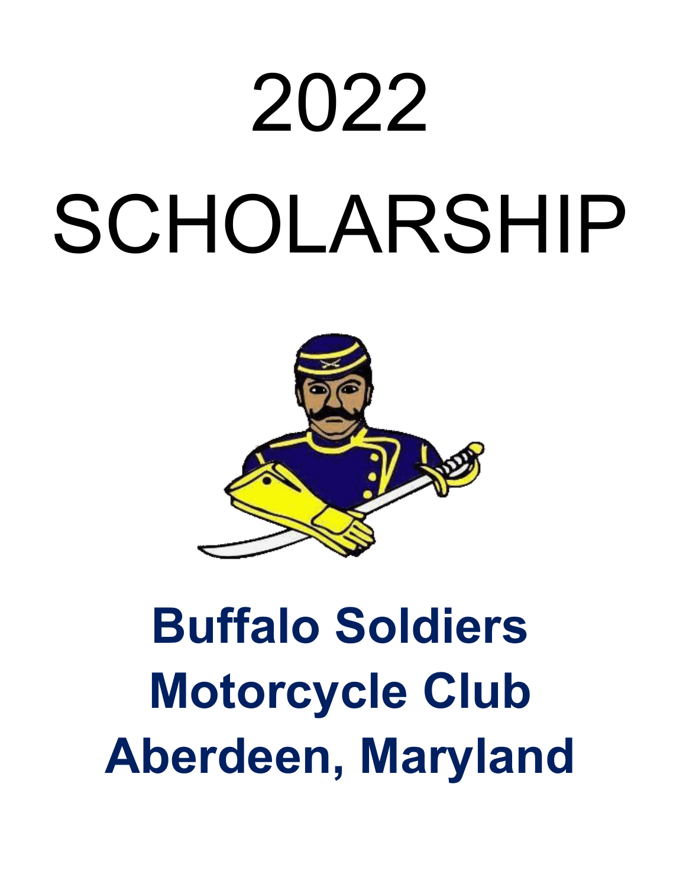# 2022

# SCHOLARSHIP

## Buffalo Soldiers Motorcycle Club Aberdeen, Maryland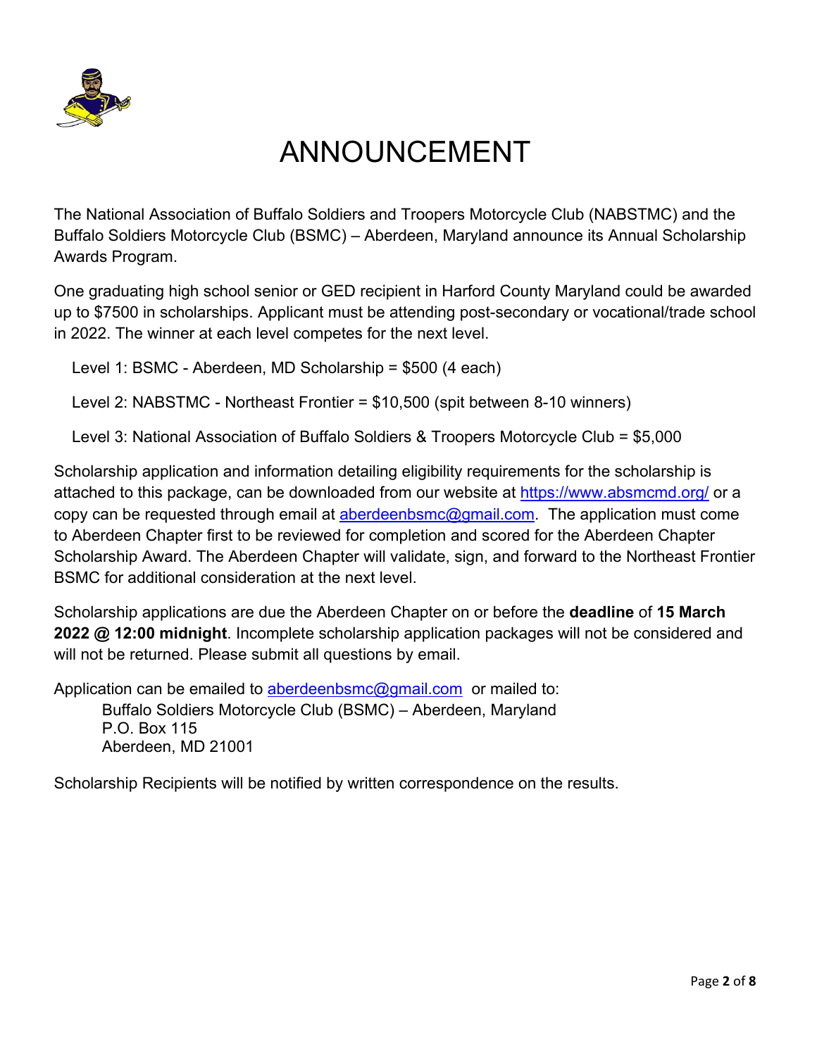# ANNOUNCEMENT

The National Association of Buffalo Soldiers and Troopers Motorcycle Club (NABSTMC) and the Buffalo Soldiers Motorcycle Club (BSMC) – Aberdeen, Maryland announce its Annual Scholarship Awards Program.

One graduating high school senior or GED recipient in Harford County Maryland could be awarded up to $7500 in scholarships. Applicant must be attending post-secondary or vocational/trade school in 2022. The winner at each level competes for the next level.

Level 1: BSMC - Aberdeen, MD Scholarship = $500 (4 each)

Level 2: NABSTMC - Northeast Frontier = $10,500 (spit between 8-10 winners)

Level 3: National Association of Buffalo Soldiers & Troopers Motorcycle Club = $5,000

Scholarship application and information detailing eligibility requirements for the scholarship is attached to this package, can be downloaded from our website at https://www.absmcmd.org/ or a copy can be requested through email at aberdeenbsmc@gmail.com. The application must come to Aberdeen Chapter first to be reviewed for completion and scored for the Aberdeen Chapter Scholarship Award. The Aberdeen Chapter will validate, sign, and forward to the Northeast Frontier BSMC for additional consideration at the next level.

Scholarship applications are due the Aberdeen Chapter on or before the **deadline** of **15 March 2022 @ 12:00 midnight**. Incomplete scholarship application packages will not be considered and will not be returned. Please submit all questions by email.

Application can be emailed to aberdeenbsmc@gmail.com or mailed to:

Buffalo Soldiers Motorcycle Club (BSMC) – Aberdeen, Maryland
P.O. Box 115
Aberdeen, MD 21001

Scholarship Recipients will be notified by written correspondence on the results.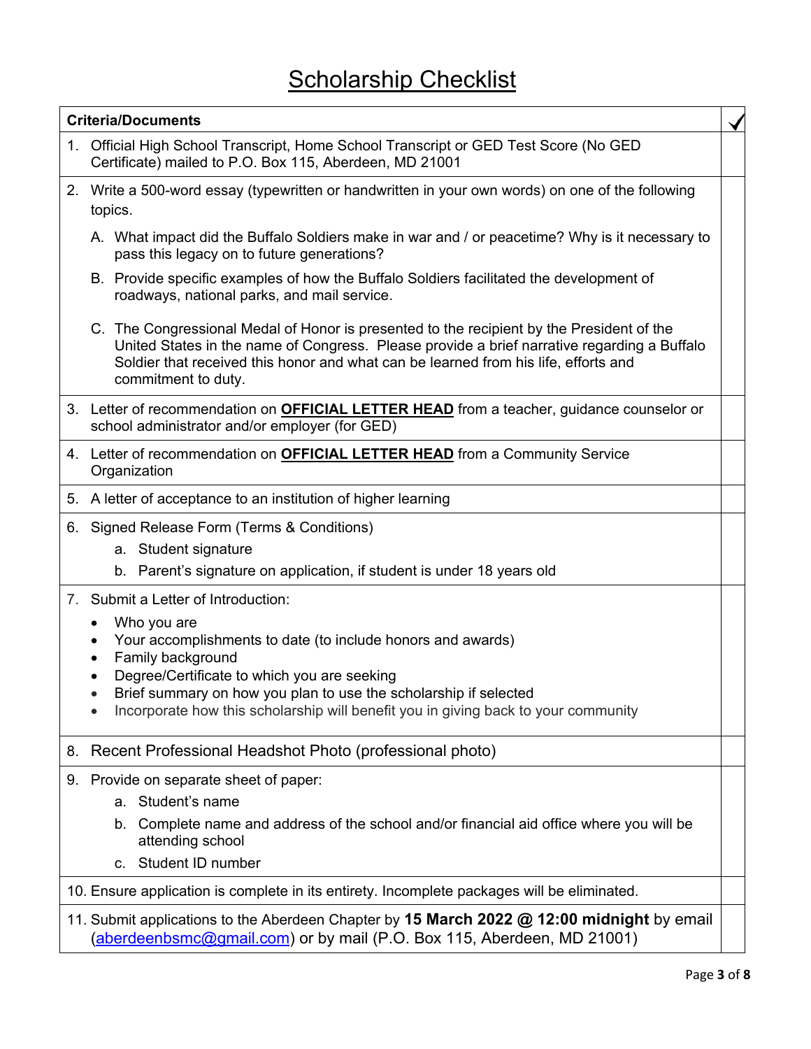# Scholarship Checklist

| Criteria/Documents | ✓ |
|---|---|
| 1. Official High School Transcript, Home School Transcript or GED Test Score (No GED Certificate) mailed to P.O. Box 115, Aberdeen, MD 21001 | |
| 2. Write a 500-word essay (typewritten or handwritten in your own words) on one of the following topics.<br>A. What impact did the Buffalo Soldiers make in war and / or peacetime? Why is it necessary to pass this legacy on to future generations?<br>B. Provide specific examples of how the Buffalo Soldiers facilitated the development of roadways, national parks, and mail service.<br>C. The Congressional Medal of Honor is presented to the recipient by the President of the United States in the name of Congress. Please provide a brief narrative regarding a Buffalo Soldier that received this honor and what can be learned from his life, efforts and commitment to duty. | |
| 3. Letter of recommendation on **OFFICIAL LETTER HEAD** from a teacher, guidance counselor or school administrator and/or employer (for GED) | |
| 4. Letter of recommendation on **OFFICIAL LETTER HEAD** from a Community Service Organization | |
| 5. A letter of acceptance to an institution of higher learning | |
| 6. Signed Release Form (Terms & Conditions)<br>a. Student signature<br>b. Parent's signature on application, if student is under 18 years old | |
| 7. Submit a Letter of Introduction:<br>• Who you are<br>• Your accomplishments to date (to include honors and awards)<br>• Family background<br>• Degree/Certificate to which you are seeking<br>• Brief summary on how you plan to use the scholarship if selected<br>• Incorporate how this scholarship will benefit you in giving back to your community | |
| 8. Recent Professional Headshot Photo (professional photo) | |
| 9. Provide on separate sheet of paper:<br>a. Student's name<br>b. Complete name and address of the school and/or financial aid office where you will be attending school<br>c. Student ID number | |
| 10. Ensure application is complete in its entirety. Incomplete packages will be eliminated. | |
| 11. Submit applications to the Aberdeen Chapter by **15 March 2022 @ 12:00 midnight** by email (aberdeenbsmc@gmail.com) or by mail (P.O. Box 115, Aberdeen, MD 21001) | |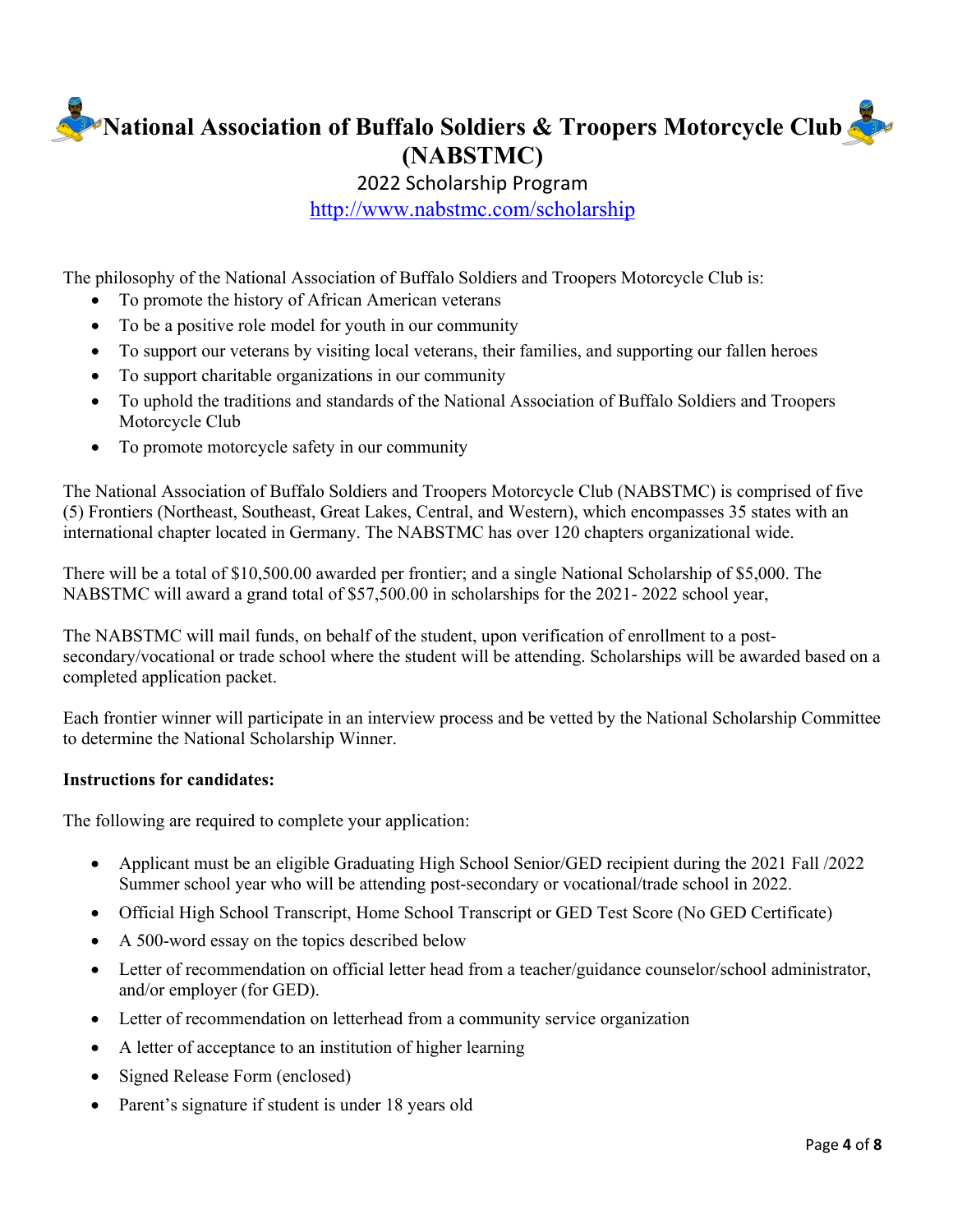# National Association of Buffalo Soldiers & Troopers Motorcycle Club (NABSTMC)

## 2022 Scholarship Program

http://www.nabstmc.com/scholarship

The philosophy of the National Association of Buffalo Soldiers and Troopers Motorcycle Club is:

- To promote the history of African American veterans
- To be a positive role model for youth in our community
- To support our veterans by visiting local veterans, their families, and supporting our fallen heroes
- To support charitable organizations in our community
- To uphold the traditions and standards of the National Association of Buffalo Soldiers and Troopers Motorcycle Club
- To promote motorcycle safety in our community

The National Association of Buffalo Soldiers and Troopers Motorcycle Club (NABSTMC) is comprised of five (5) Frontiers (Northeast, Southeast, Great Lakes, Central, and Western), which encompasses 35 states with an international chapter located in Germany. The NABSTMC has over 120 chapters organizational wide.

There will be a total of $10,500.00 awarded per frontier; and a single National Scholarship of $5,000. The NABSTMC will award a grand total of $57,500.00 in scholarships for the 2021- 2022 school year,

The NABSTMC will mail funds, on behalf of the student, upon verification of enrollment to a post-secondary/vocational or trade school where the student will be attending. Scholarships will be awarded based on a completed application packet.

Each frontier winner will participate in an interview process and be vetted by the National Scholarship Committee to determine the National Scholarship Winner.

**Instructions for candidates:**

The following are required to complete your application:

- Applicant must be an eligible Graduating High School Senior/GED recipient during the 2021 Fall /2022 Summer school year who will be attending post-secondary or vocational/trade school in 2022.
- Official High School Transcript, Home School Transcript or GED Test Score (No GED Certificate)
- A 500-word essay on the topics described below
- Letter of recommendation on official letter head from a teacher/guidance counselor/school administrator, and/or employer (for GED).
- Letter of recommendation on letterhead from a community service organization
- A letter of acceptance to an institution of higher learning
- Signed Release Form (enclosed)
- Parent's signature if student is under 18 years old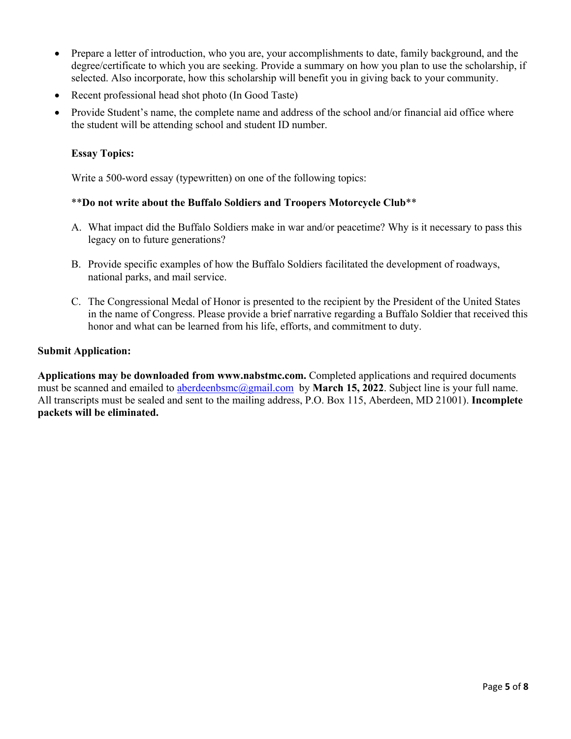- Prepare a letter of introduction, who you are, your accomplishments to date, family background, and the degree/certificate to which you are seeking. Provide a summary on how you plan to use the scholarship, if selected. Also incorporate, how this scholarship will benefit you in giving back to your community.
- Recent professional head shot photo (In Good Taste)
- Provide Student's name, the complete name and address of the school and/or financial aid office where the student will be attending school and student ID number.

**Essay Topics:**

Write a 500-word essay (typewritten) on one of the following topics:

****Do not write about the Buffalo Soldiers and Troopers Motorcycle Club****

A. What impact did the Buffalo Soldiers make in war and/or peacetime? Why is it necessary to pass this legacy on to future generations?

B. Provide specific examples of how the Buffalo Soldiers facilitated the development of roadways, national parks, and mail service.

C. The Congressional Medal of Honor is presented to the recipient by the President of the United States in the name of Congress. Please provide a brief narrative regarding a Buffalo Soldier that received this honor and what can be learned from his life, efforts, and commitment to duty.

**Submit Application:**

**Applications may be downloaded from www.nabstmc.com.** Completed applications and required documents must be scanned and emailed to aberdeenbsmc@gmail.com by **March 15, 2022**. Subject line is your full name. All transcripts must be sealed and sent to the mailing address, P.O. Box 115, Aberdeen, MD 21001). **Incomplete packets will be eliminated.**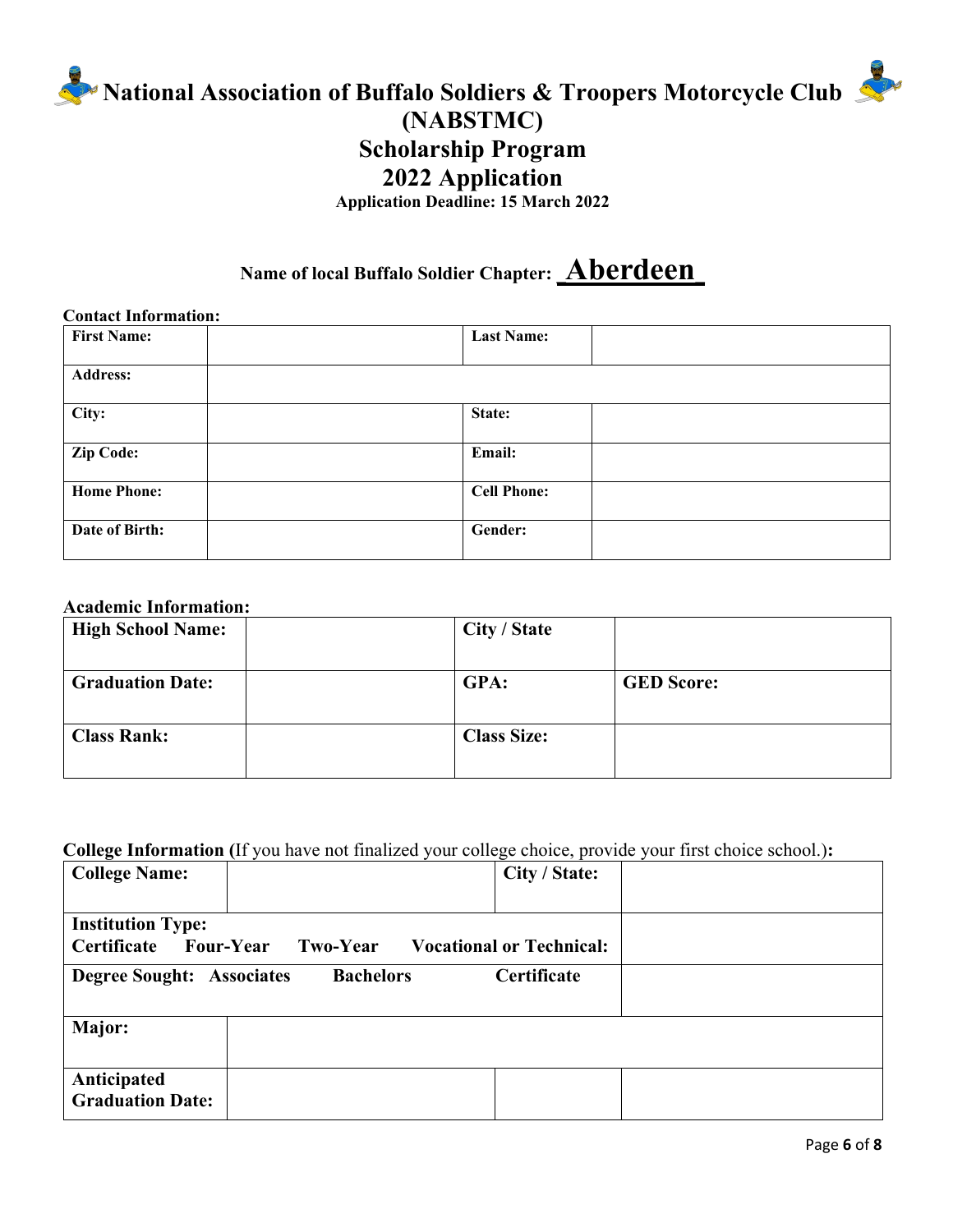# National Association of Buffalo Soldiers & Troopers Motorcycle Club (NABSTMC)

# Scholarship Program

# 2022 Application

**Application Deadline: 15 March 2022**

**Name of local Buffalo Soldier Chapter: _Aberdeen_**

**Contact Information:**

| **First Name:** | | **Last Name:** | |
|---|---|---|---|
| **Address:** | | | |
| **City:** | | **State:** | |
| **Zip Code:** | | **Email:** | |
| **Home Phone:** | | **Cell Phone:** | |
| **Date of Birth:** | | **Gender:** | |

**Academic Information:**

| **High School Name:** | | **City / State** | |
|---|---|---|---|
| **Graduation Date:** | | **GPA:** | **GED Score:** |
| **Class Rank:** | | **Class Size:** | |

**College Information (**If you have not finalized your college choice, provide your first choice school.)**:**

| **College Name:** | | **City / State:** | |
|---|---|---|---|
| **Institution Type:** **Certificate Four-Year Two-Year Vocational or Technical:** | | | |
| **Degree Sought: Associates Bachelors Certificate** | | | |
| **Major:** | | | |
| **Anticipated Graduation Date:** | | | |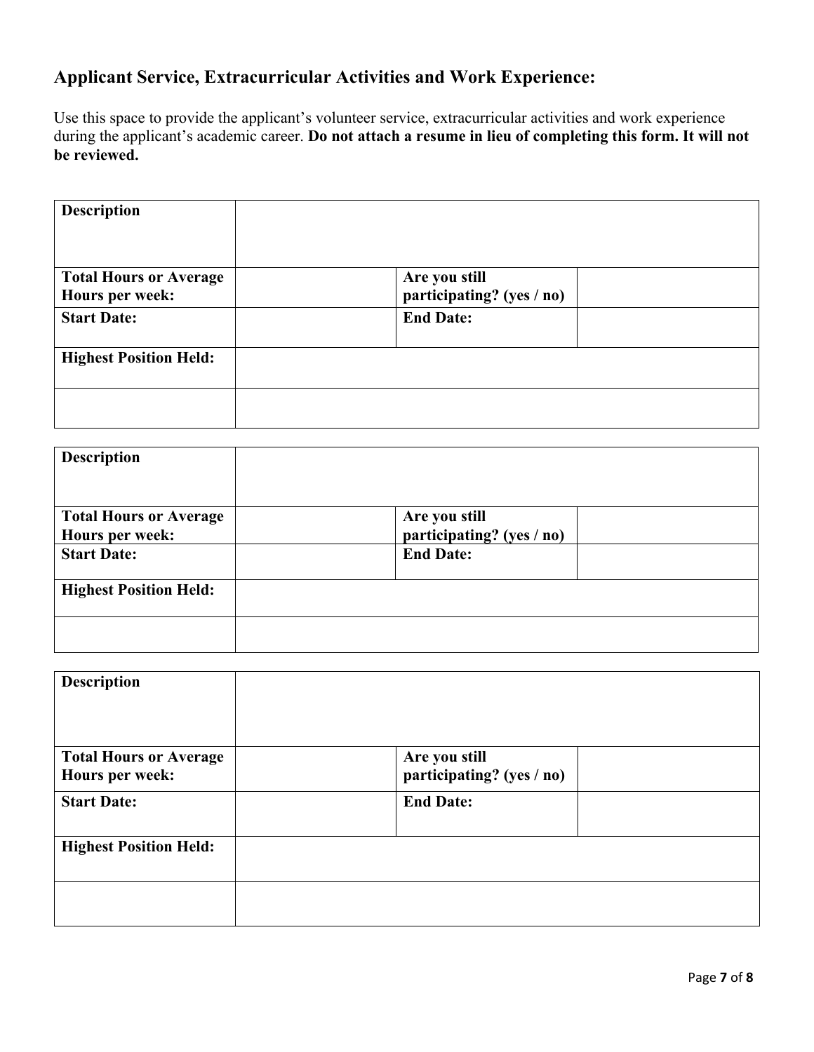## Applicant Service, Extracurricular Activities and Work Experience:

Use this space to provide the applicant's volunteer service, extracurricular activities and work experience during the applicant's academic career. **Do not attach a resume in lieu of completing this form. It will not be reviewed.**

| **Description** | | | |
|---|---|---|---|
| **Total Hours or Average Hours per week:** | | **Are you still participating? (yes / no)** | |
| **Start Date:** | | **End Date:** | |
| **Highest Position Held:** | | | |
| | | | |

| **Description** | | | |
|---|---|---|---|
| **Total Hours or Average Hours per week:** | | **Are you still participating? (yes / no)** | |
| **Start Date:** | | **End Date:** | |
| **Highest Position Held:** | | | |
| | | | |

| **Description** | | | |
|---|---|---|---|
| **Total Hours or Average Hours per week:** | | **Are you still participating? (yes / no)** | |
| **Start Date:** | | **End Date:** | |
| **Highest Position Held:** | | | |
| | | | |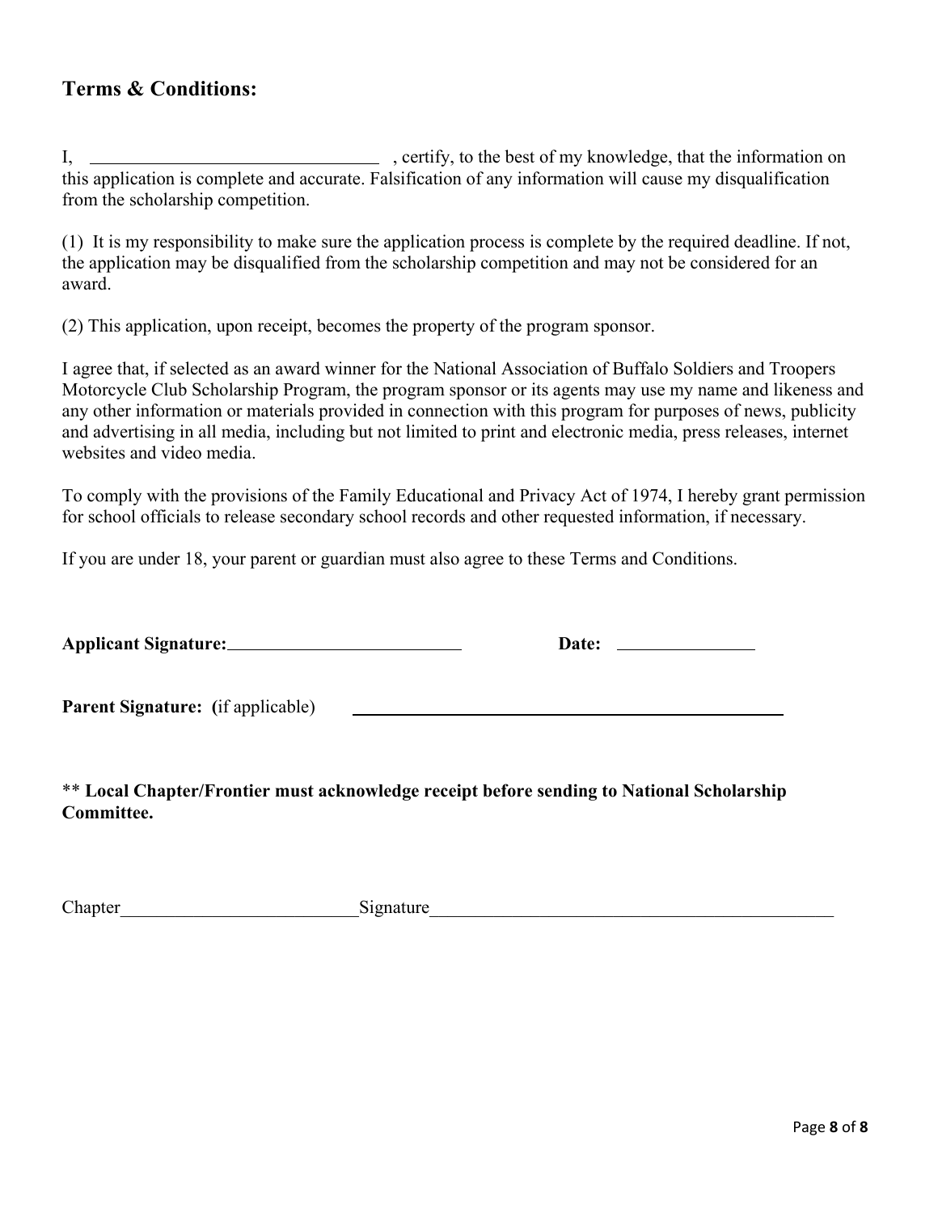## Terms & Conditions:

I, ______________________________ , certify, to the best of my knowledge, that the information on this application is complete and accurate. Falsification of any information will cause my disqualification from the scholarship competition.

(1) It is my responsibility to make sure the application process is complete by the required deadline. If not, the application may be disqualified from the scholarship competition and may not be considered for an award.

(2) This application, upon receipt, becomes the property of the program sponsor.

I agree that, if selected as an award winner for the National Association of Buffalo Soldiers and Troopers Motorcycle Club Scholarship Program, the program sponsor or its agents may use my name and likeness and any other information or materials provided in connection with this program for purposes of news, publicity and advertising in all media, including but not limited to print and electronic media, press releases, internet websites and video media.

To comply with the provisions of the Family Educational and Privacy Act of 1974, I hereby grant permission for school officials to release secondary school records and other requested information, if necessary.

If you are under 18, your parent or guardian must also agree to these Terms and Conditions.

**Applicant Signature:**__________________________ **Date:** _______________

**Parent Signature: (**if applicable) ________________________________________________

** **Local Chapter/Frontier must acknowledge receipt before sending to National Scholarship Committee.**

Chapter__________________________Signature_____________________________________________